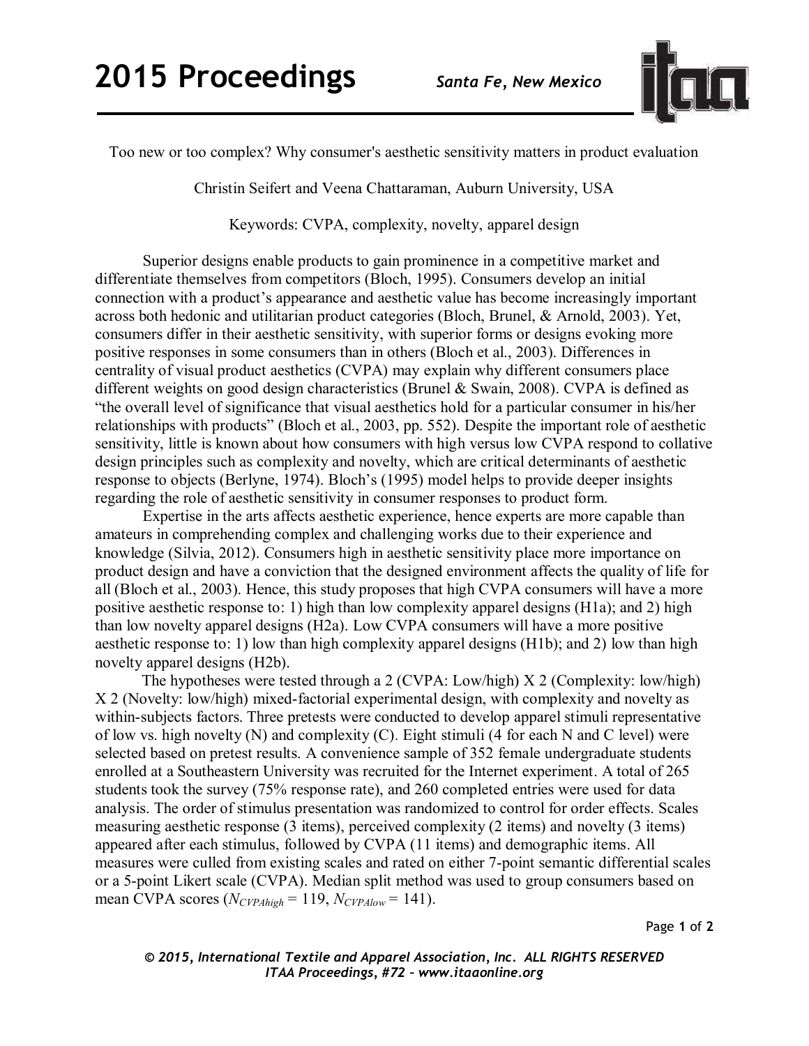# Too new or too complex? Why consumer's aesthetic sensitivity matters in product evaluation

Christin Seifert and Veena Chattaraman, Auburn University, USA

Keywords: CVPA, complexity, novelty, apparel design

Superior designs enable products to gain prominence in a competitive market and differentiate themselves from competitors (Bloch, 1995). Consumers develop an initial connection with a product's appearance and aesthetic value has become increasingly important across both hedonic and utilitarian product categories (Bloch, Brunel, & Arnold, 2003). Yet, consumers differ in their aesthetic sensitivity, with superior forms or designs evoking more positive responses in some consumers than in others (Bloch et al., 2003). Differences in centrality of visual product aesthetics (CVPA) may explain why different consumers place different weights on good design characteristics (Brunel & Swain, 2008). CVPA is defined as "the overall level of significance that visual aesthetics hold for a particular consumer in his/her relationships with products" (Bloch et al., 2003, pp. 552). Despite the important role of aesthetic sensitivity, little is known about how consumers with high versus low CVPA respond to collative design principles such as complexity and novelty, which are critical determinants of aesthetic response to objects (Berlyne, 1974). Bloch's (1995) model helps to provide deeper insights regarding the role of aesthetic sensitivity in consumer responses to product form.

Expertise in the arts affects aesthetic experience, hence experts are more capable than amateurs in comprehending complex and challenging works due to their experience and knowledge (Silvia, 2012). Consumers high in aesthetic sensitivity place more importance on product design and have a conviction that the designed environment affects the quality of life for all (Bloch et al., 2003). Hence, this study proposes that high CVPA consumers will have a more positive aesthetic response to: 1) high than low complexity apparel designs (H1a); and 2) high than low novelty apparel designs (H2a). Low CVPA consumers will have a more positive aesthetic response to: 1) low than high complexity apparel designs (H1b); and 2) low than high novelty apparel designs (H2b).

The hypotheses were tested through a 2 (CVPA: Low/high) X 2 (Complexity: low/high) X 2 (Novelty: low/high) mixed-factorial experimental design, with complexity and novelty as within-subjects factors. Three pretests were conducted to develop apparel stimuli representative of low vs. high novelty (N) and complexity (C). Eight stimuli (4 for each N and C level) were selected based on pretest results. A convenience sample of 352 female undergraduate students enrolled at a Southeastern University was recruited for the Internet experiment. A total of 265 students took the survey (75% response rate), and 260 completed entries were used for data analysis. The order of stimulus presentation was randomized to control for order effects. Scales measuring aesthetic response (3 items), perceived complexity (2 items) and novelty (3 items) appeared after each stimulus, followed by CVPA (11 items) and demographic items. All measures were culled from existing scales and rated on either 7-point semantic differential scales or a 5-point Likert scale (CVPA). Median split method was used to group consumers based on mean CVPA scores ($N_{CVPAhigh} = 119$, $N_{CVPAlow} = 141$).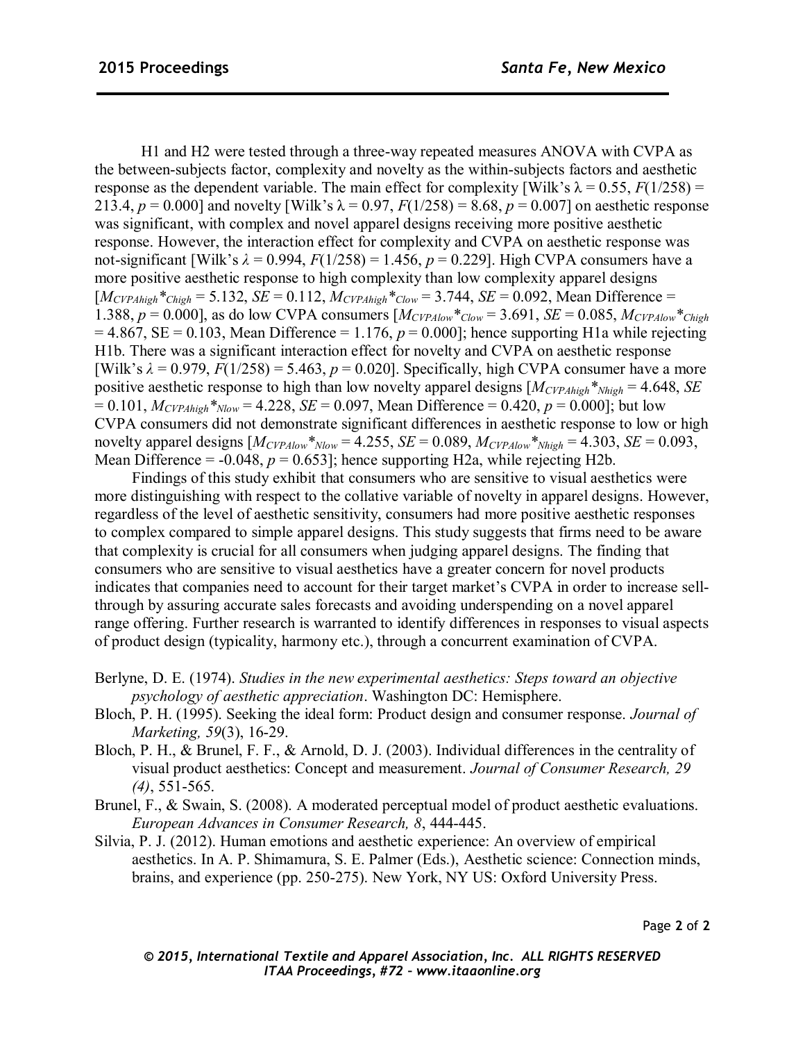H1 and H2 were tested through a three-way repeated measures ANOVA with CVPA as the between-subjects factor, complexity and novelty as the within-subjects factors and aesthetic response as the dependent variable. The main effect for complexity [Wilk's λ = 0.55, $F(1/258) = 213.4$, $p = 0.000$] and novelty [Wilk's λ = 0.97, $F(1/258) = 8.68$, $p = 0.007$] on aesthetic response was significant, with complex and novel apparel designs receiving more positive aesthetic response. However, the interaction effect for complexity and CVPA on aesthetic response was not-significant [Wilk's $\lambda = 0.994$, $F(1/258) = 1.456$, $p = 0.229$]. High CVPA consumers have a more positive aesthetic response to high complexity than low complexity apparel designs [$M_{CVPAhigh}*_{Chigh} = 5.132$, $SE = 0.112$, $M_{CVPAhigh}*_{Clow} = 3.744$, $SE = 0.092$, Mean Difference = 1.388, $p = 0.000$], as do low CVPA consumers [$M_{CVPAlow}*_{Clow} = 3.691$, $SE = 0.085$, $M_{CVPAlow}*_{Chigh} = 4.867$, SE = 0.103, Mean Difference = 1.176, $p = 0.000$]; hence supporting H1a while rejecting H1b. There was a significant interaction effect for novelty and CVPA on aesthetic response [Wilk's $\lambda = 0.979$, $F(1/258) = 5.463$, $p = 0.020$]. Specifically, high CVPA consumer have a more positive aesthetic response to high than low novelty apparel designs [$M_{CVPAhigh}*_{Nhigh} = 4.648$, $SE = 0.101$, $M_{CVPAhigh}*_{Nlow} = 4.228$, $SE = 0.097$, Mean Difference = 0.420, $p = 0.000$]; but low CVPA consumers did not demonstrate significant differences in aesthetic response to low or high novelty apparel designs [$M_{CVPAlow}*_{Nlow} = 4.255$, $SE = 0.089$, $M_{CVPAlow}*_{Nhigh} = 4.303$, $SE = 0.093$, Mean Difference = -0.048, $p = 0.653$]; hence supporting H2a, while rejecting H2b.

Findings of this study exhibit that consumers who are sensitive to visual aesthetics were more distinguishing with respect to the collative variable of novelty in apparel designs. However, regardless of the level of aesthetic sensitivity, consumers had more positive aesthetic responses to complex compared to simple apparel designs. This study suggests that firms need to be aware that complexity is crucial for all consumers when judging apparel designs. The finding that consumers who are sensitive to visual aesthetics have a greater concern for novel products indicates that companies need to account for their target market's CVPA in order to increase sell-through by assuring accurate sales forecasts and avoiding underspending on a novel apparel range offering. Further research is warranted to identify differences in responses to visual aspects of product design (typicality, harmony etc.), through a concurrent examination of CVPA.

Berlyne, D. E. (1974). *Studies in the new experimental aesthetics: Steps toward an objective psychology of aesthetic appreciation*. Washington DC: Hemisphere.

Bloch, P. H. (1995). Seeking the ideal form: Product design and consumer response. *Journal of Marketing, 59*(3), 16-29.

Bloch, P. H., & Brunel, F. F., & Arnold, D. J. (2003). Individual differences in the centrality of visual product aesthetics: Concept and measurement. *Journal of Consumer Research, 29 (4)*, 551-565.

Brunel, F., & Swain, S. (2008). A moderated perceptual model of product aesthetic evaluations. *European Advances in Consumer Research, 8*, 444-445.

Silvia, P. J. (2012). Human emotions and aesthetic experience: An overview of empirical aesthetics. In A. P. Shimamura, S. E. Palmer (Eds.), Aesthetic science: Connection minds, brains, and experience (pp. 250-275). New York, NY US: Oxford University Press.